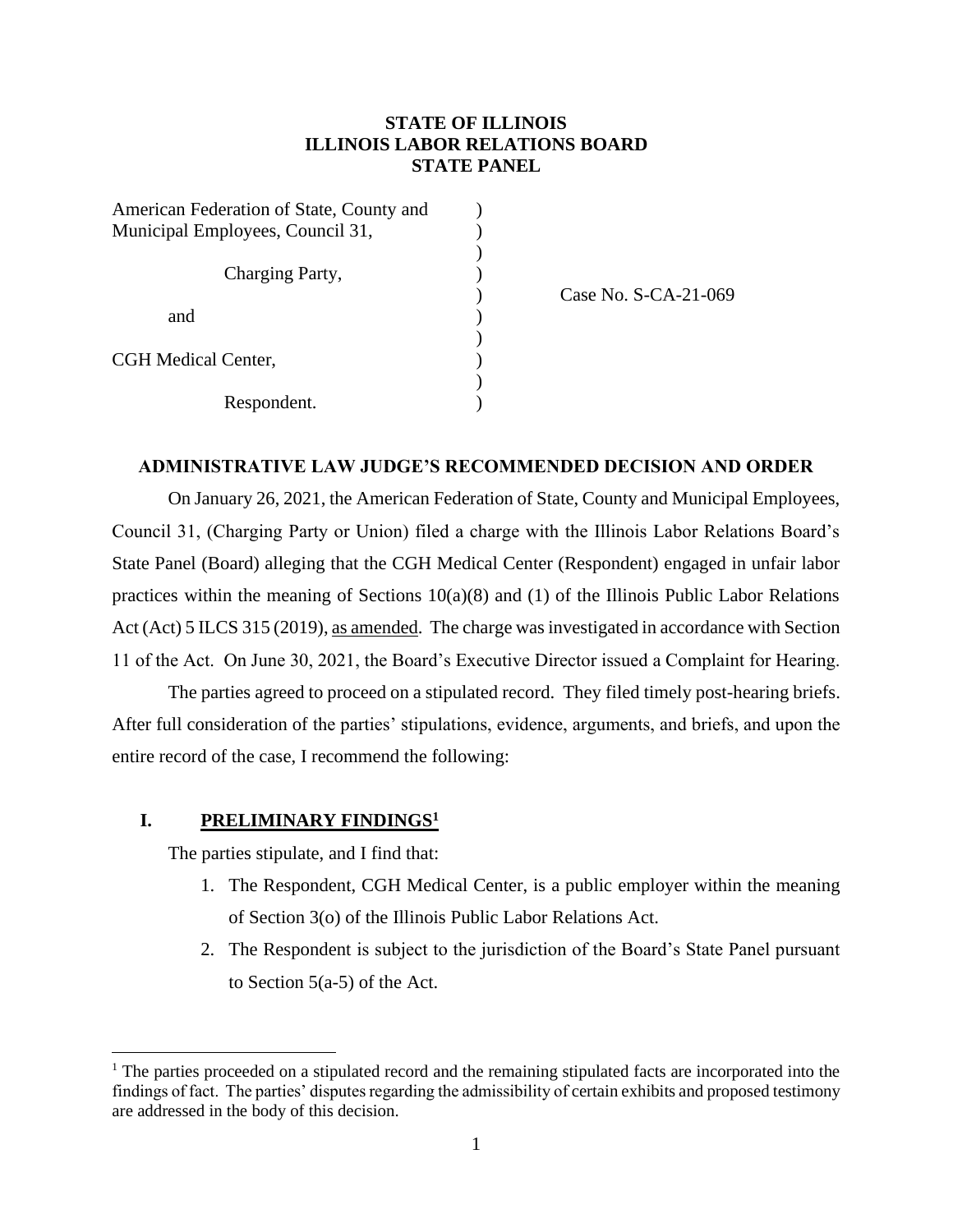**STATE OF ILLINOIS**
**ILLINOIS LABOR RELATIONS BOARD**
**STATE PANEL**

American Federation of State, County and Municipal Employees, Council 31,

Charging Party,

and

CGH Medical Center,

Respondent.

Case No. S-CA-21-069

## ADMINISTRATIVE LAW JUDGE'S RECOMMENDED DECISION AND ORDER

On January 26, 2021, the American Federation of State, County and Municipal Employees, Council 31, (Charging Party or Union) filed a charge with the Illinois Labor Relations Board's State Panel (Board) alleging that the CGH Medical Center (Respondent) engaged in unfair labor practices within the meaning of Sections 10(a)(8) and (1) of the Illinois Public Labor Relations Act (Act) 5 ILCS 315 (2019), as amended. The charge was investigated in accordance with Section 11 of the Act. On June 30, 2021, the Board's Executive Director issued a Complaint for Hearing.

The parties agreed to proceed on a stipulated record. They filed timely post-hearing briefs. After full consideration of the parties' stipulations, evidence, arguments, and briefs, and upon the entire record of the case, I recommend the following:

## I. PRELIMINARY FINDINGS[1]

The parties stipulate, and I find that:

1. The Respondent, CGH Medical Center, is a public employer within the meaning of Section 3(o) of the Illinois Public Labor Relations Act.
2. The Respondent is subject to the jurisdiction of the Board's State Panel pursuant to Section 5(a-5) of the Act.

[1] The parties proceeded on a stipulated record and the remaining stipulated facts are incorporated into the findings of fact. The parties' disputes regarding the admissibility of certain exhibits and proposed testimony are addressed in the body of this decision.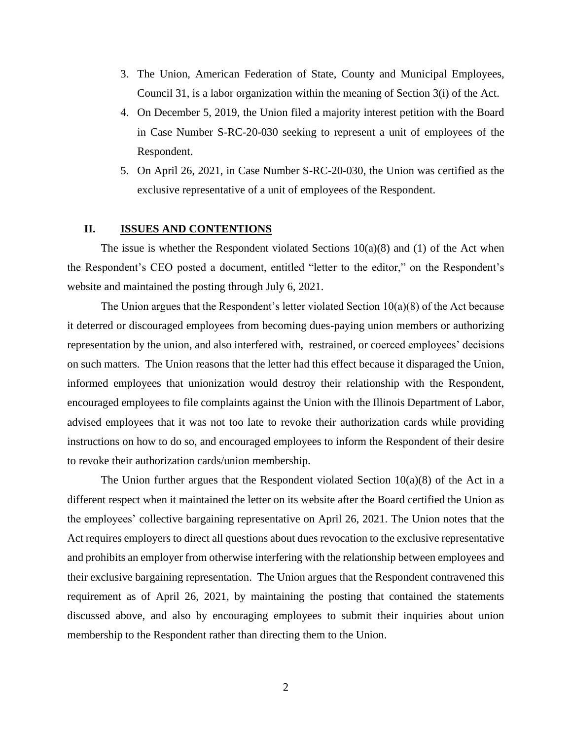3. The Union, American Federation of State, County and Municipal Employees, Council 31, is a labor organization within the meaning of Section 3(i) of the Act.
4. On December 5, 2019, the Union filed a majority interest petition with the Board in Case Number S-RC-20-030 seeking to represent a unit of employees of the Respondent.
5. On April 26, 2021, in Case Number S-RC-20-030, the Union was certified as the exclusive representative of a unit of employees of the Respondent.

## II. ISSUES AND CONTENTIONS

The issue is whether the Respondent violated Sections 10(a)(8) and (1) of the Act when the Respondent's CEO posted a document, entitled "letter to the editor," on the Respondent's website and maintained the posting through July 6, 2021.

The Union argues that the Respondent's letter violated Section 10(a)(8) of the Act because it deterred or discouraged employees from becoming dues-paying union members or authorizing representation by the union, and also interfered with, restrained, or coerced employees' decisions on such matters. The Union reasons that the letter had this effect because it disparaged the Union, informed employees that unionization would destroy their relationship with the Respondent, encouraged employees to file complaints against the Union with the Illinois Department of Labor, advised employees that it was not too late to revoke their authorization cards while providing instructions on how to do so, and encouraged employees to inform the Respondent of their desire to revoke their authorization cards/union membership.

The Union further argues that the Respondent violated Section 10(a)(8) of the Act in a different respect when it maintained the letter on its website after the Board certified the Union as the employees' collective bargaining representative on April 26, 2021. The Union notes that the Act requires employers to direct all questions about dues revocation to the exclusive representative and prohibits an employer from otherwise interfering with the relationship between employees and their exclusive bargaining representation. The Union argues that the Respondent contravened this requirement as of April 26, 2021, by maintaining the posting that contained the statements discussed above, and also by encouraging employees to submit their inquiries about union membership to the Respondent rather than directing them to the Union.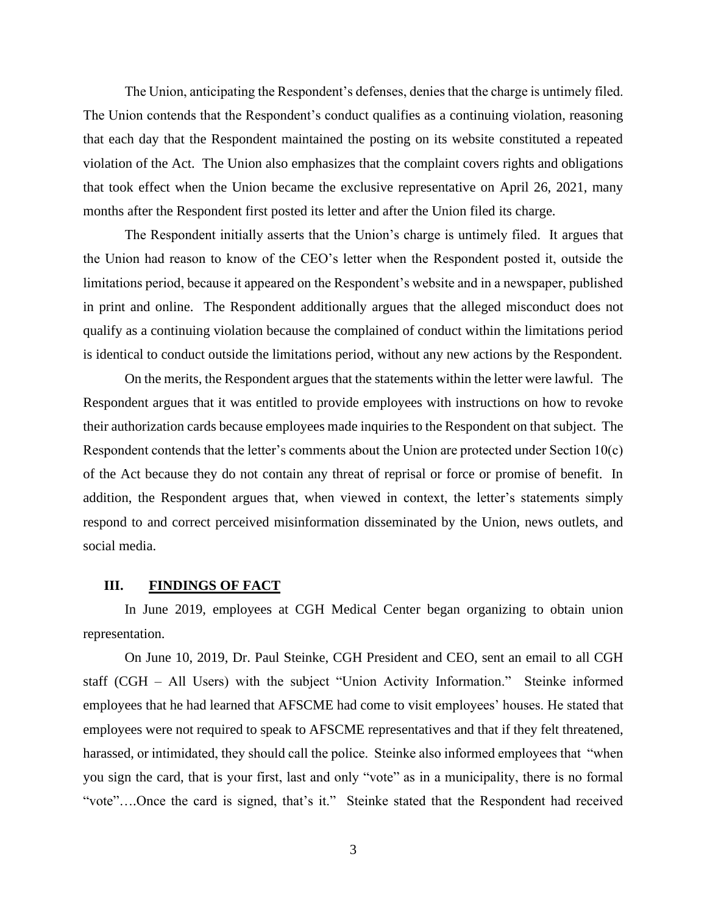The Union, anticipating the Respondent's defenses, denies that the charge is untimely filed. The Union contends that the Respondent's conduct qualifies as a continuing violation, reasoning that each day that the Respondent maintained the posting on its website constituted a repeated violation of the Act. The Union also emphasizes that the complaint covers rights and obligations that took effect when the Union became the exclusive representative on April 26, 2021, many months after the Respondent first posted its letter and after the Union filed its charge.

The Respondent initially asserts that the Union's charge is untimely filed. It argues that the Union had reason to know of the CEO's letter when the Respondent posted it, outside the limitations period, because it appeared on the Respondent's website and in a newspaper, published in print and online. The Respondent additionally argues that the alleged misconduct does not qualify as a continuing violation because the complained of conduct within the limitations period is identical to conduct outside the limitations period, without any new actions by the Respondent.

On the merits, the Respondent argues that the statements within the letter were lawful. The Respondent argues that it was entitled to provide employees with instructions on how to revoke their authorization cards because employees made inquiries to the Respondent on that subject. The Respondent contends that the letter's comments about the Union are protected under Section 10(c) of the Act because they do not contain any threat of reprisal or force or promise of benefit. In addition, the Respondent argues that, when viewed in context, the letter's statements simply respond to and correct perceived misinformation disseminated by the Union, news outlets, and social media.

## III. FINDINGS OF FACT

In June 2019, employees at CGH Medical Center began organizing to obtain union representation.

On June 10, 2019, Dr. Paul Steinke, CGH President and CEO, sent an email to all CGH staff (CGH – All Users) with the subject "Union Activity Information." Steinke informed employees that he had learned that AFSCME had come to visit employees' houses. He stated that employees were not required to speak to AFSCME representatives and that if they felt threatened, harassed, or intimidated, they should call the police. Steinke also informed employees that "when you sign the card, that is your first, last and only "vote" as in a municipality, there is no formal "vote"….Once the card is signed, that's it." Steinke stated that the Respondent had received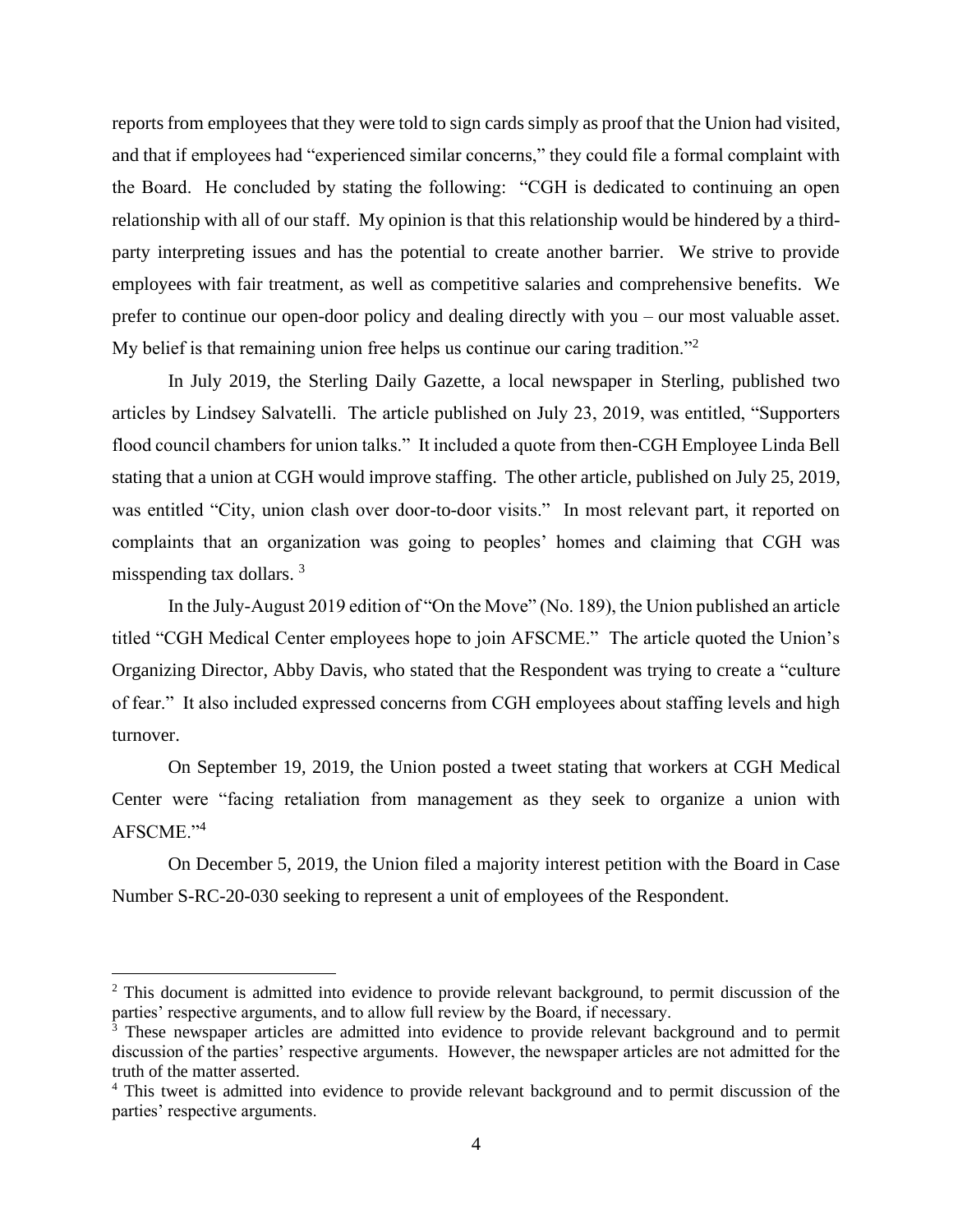reports from employees that they were told to sign cards simply as proof that the Union had visited, and that if employees had "experienced similar concerns," they could file a formal complaint with the Board. He concluded by stating the following: "CGH is dedicated to continuing an open relationship with all of our staff. My opinion is that this relationship would be hindered by a third-party interpreting issues and has the potential to create another barrier. We strive to provide employees with fair treatment, as well as competitive salaries and comprehensive benefits. We prefer to continue our open-door policy and dealing directly with you – our most valuable asset. My belief is that remaining union free helps us continue our caring tradition."[2]

In July 2019, the Sterling Daily Gazette, a local newspaper in Sterling, published two articles by Lindsey Salvatelli. The article published on July 23, 2019, was entitled, "Supporters flood council chambers for union talks." It included a quote from then-CGH Employee Linda Bell stating that a union at CGH would improve staffing. The other article, published on July 25, 2019, was entitled "City, union clash over door-to-door visits." In most relevant part, it reported on complaints that an organization was going to peoples' homes and claiming that CGH was misspending tax dollars. [3]

In the July-August 2019 edition of "On the Move" (No. 189), the Union published an article titled "CGH Medical Center employees hope to join AFSCME." The article quoted the Union's Organizing Director, Abby Davis, who stated that the Respondent was trying to create a "culture of fear." It also included expressed concerns from CGH employees about staffing levels and high turnover.

On September 19, 2019, the Union posted a tweet stating that workers at CGH Medical Center were "facing retaliation from management as they seek to organize a union with AFSCME."[4]

On December 5, 2019, the Union filed a majority interest petition with the Board in Case Number S-RC-20-030 seeking to represent a unit of employees of the Respondent.

---

[2] This document is admitted into evidence to provide relevant background, to permit discussion of the parties' respective arguments, and to allow full review by the Board, if necessary.

[3] These newspaper articles are admitted into evidence to provide relevant background and to permit discussion of the parties' respective arguments. However, the newspaper articles are not admitted for the truth of the matter asserted.

[4] This tweet is admitted into evidence to provide relevant background and to permit discussion of the parties' respective arguments.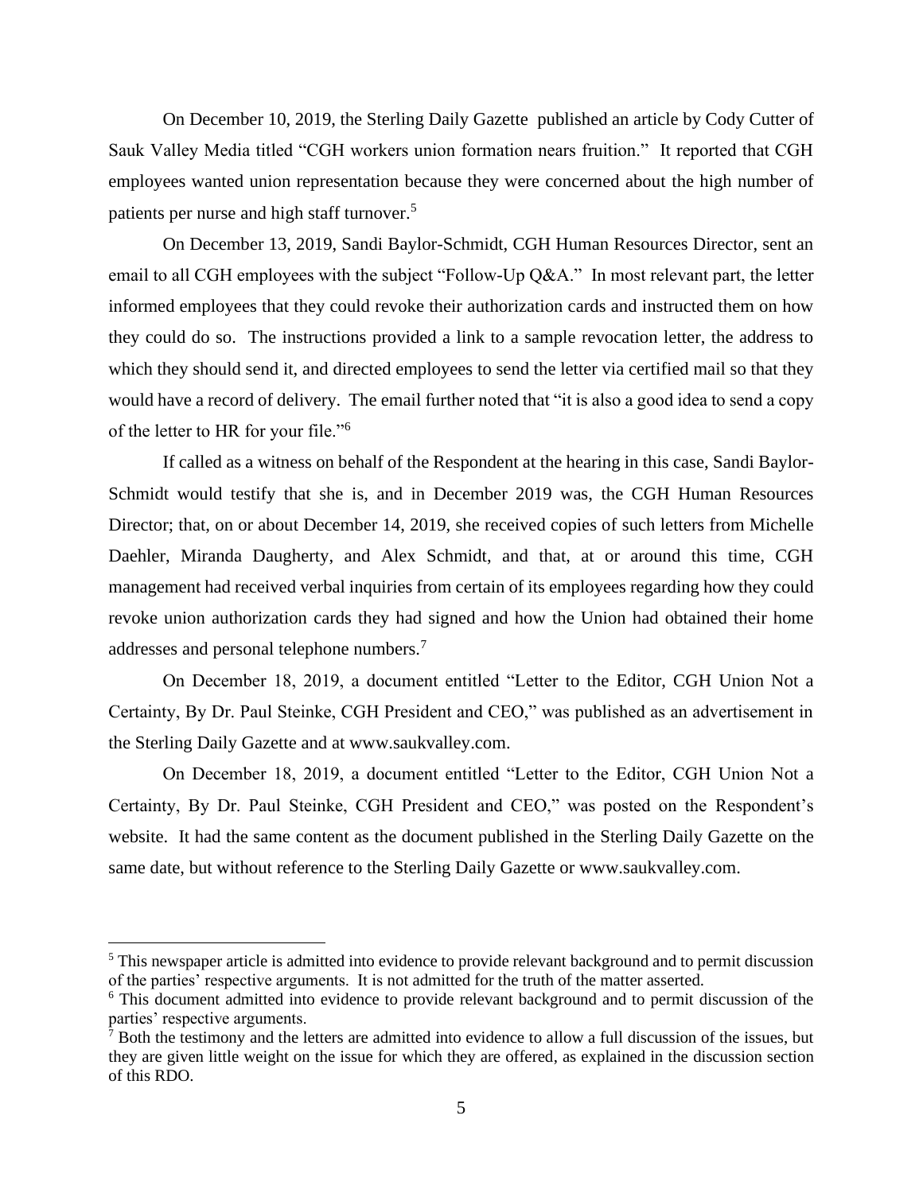On December 10, 2019, the Sterling Daily Gazette published an article by Cody Cutter of Sauk Valley Media titled "CGH workers union formation nears fruition." It reported that CGH employees wanted union representation because they were concerned about the high number of patients per nurse and high staff turnover.[5]

On December 13, 2019, Sandi Baylor-Schmidt, CGH Human Resources Director, sent an email to all CGH employees with the subject "Follow-Up Q&A." In most relevant part, the letter informed employees that they could revoke their authorization cards and instructed them on how they could do so. The instructions provided a link to a sample revocation letter, the address to which they should send it, and directed employees to send the letter via certified mail so that they would have a record of delivery. The email further noted that "it is also a good idea to send a copy of the letter to HR for your file."[6]

If called as a witness on behalf of the Respondent at the hearing in this case, Sandi Baylor-Schmidt would testify that she is, and in December 2019 was, the CGH Human Resources Director; that, on or about December 14, 2019, she received copies of such letters from Michelle Daehler, Miranda Daugherty, and Alex Schmidt, and that, at or around this time, CGH management had received verbal inquiries from certain of its employees regarding how they could revoke union authorization cards they had signed and how the Union had obtained their home addresses and personal telephone numbers.[7]

On December 18, 2019, a document entitled "Letter to the Editor, CGH Union Not a Certainty, By Dr. Paul Steinke, CGH President and CEO," was published as an advertisement in the Sterling Daily Gazette and at www.saukvalley.com.

On December 18, 2019, a document entitled "Letter to the Editor, CGH Union Not a Certainty, By Dr. Paul Steinke, CGH President and CEO," was posted on the Respondent's website. It had the same content as the document published in the Sterling Daily Gazette on the same date, but without reference to the Sterling Daily Gazette or www.saukvalley.com.

---

[5] This newspaper article is admitted into evidence to provide relevant background and to permit discussion of the parties' respective arguments. It is not admitted for the truth of the matter asserted.

[6] This document admitted into evidence to provide relevant background and to permit discussion of the parties' respective arguments.

[7] Both the testimony and the letters are admitted into evidence to allow a full discussion of the issues, but they are given little weight on the issue for which they are offered, as explained in the discussion section of this RDO.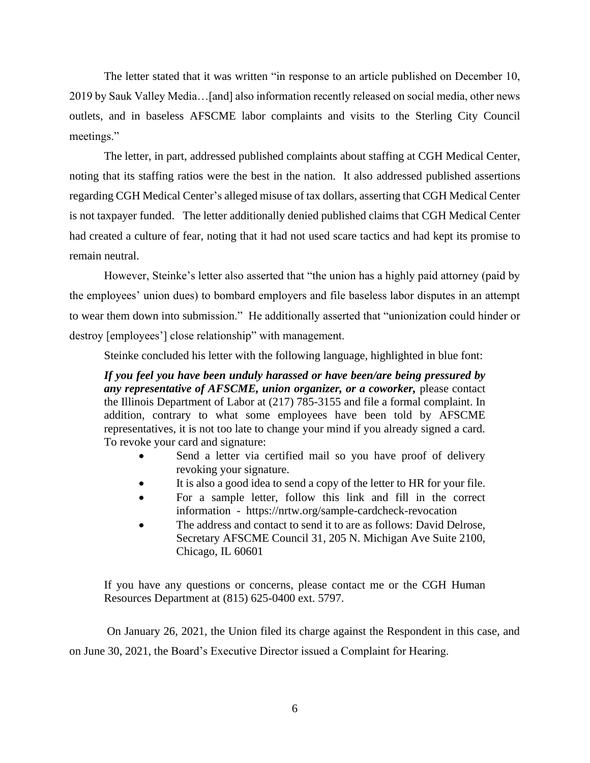The letter stated that it was written "in response to an article published on December 10, 2019 by Sauk Valley Media…[and] also information recently released on social media, other news outlets, and in baseless AFSCME labor complaints and visits to the Sterling City Council meetings."

The letter, in part, addressed published complaints about staffing at CGH Medical Center, noting that its staffing ratios were the best in the nation. It also addressed published assertions regarding CGH Medical Center's alleged misuse of tax dollars, asserting that CGH Medical Center is not taxpayer funded. The letter additionally denied published claims that CGH Medical Center had created a culture of fear, noting that it had not used scare tactics and had kept its promise to remain neutral.

However, Steinke's letter also asserted that "the union has a highly paid attorney (paid by the employees' union dues) to bombard employers and file baseless labor disputes in an attempt to wear them down into submission." He additionally asserted that "unionization could hinder or destroy [employees'] close relationship" with management.

Steinke concluded his letter with the following language, highlighted in blue font:

> ***If you feel you have been unduly harassed or have been/are being pressured by any representative of AFSCME, union organizer, or a coworker,*** please contact the Illinois Department of Labor at (217) 785-3155 and file a formal complaint. In addition, contrary to what some employees have been told by AFSCME representatives, it is not too late to change your mind if you already signed a card. To revoke your card and signature:
>
> - Send a letter via certified mail so you have proof of delivery revoking your signature.
> - It is also a good idea to send a copy of the letter to HR for your file.
> - For a sample letter, follow this link and fill in the correct information - https://nrtw.org/sample-cardcheck-revocation
> - The address and contact to send it to are as follows: David Delrose, Secretary AFSCME Council 31, 205 N. Michigan Ave Suite 2100, Chicago, IL 60601
>
> If you have any questions or concerns, please contact me or the CGH Human Resources Department at (815) 625-0400 ext. 5797.

On January 26, 2021, the Union filed its charge against the Respondent in this case, and on June 30, 2021, the Board's Executive Director issued a Complaint for Hearing.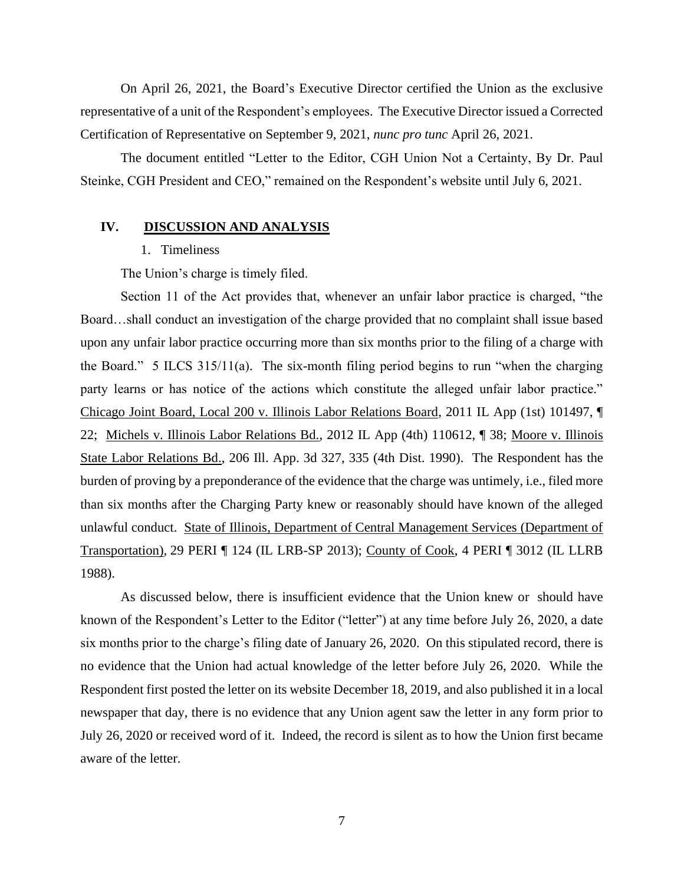On April 26, 2021, the Board's Executive Director certified the Union as the exclusive representative of a unit of the Respondent's employees. The Executive Director issued a Corrected Certification of Representative on September 9, 2021, *nunc pro tunc* April 26, 2021.

The document entitled "Letter to the Editor, CGH Union Not a Certainty, By Dr. Paul Steinke, CGH President and CEO," remained on the Respondent's website until July 6, 2021.

## IV. DISCUSSION AND ANALYSIS

1. Timeliness

The Union's charge is timely filed.

Section 11 of the Act provides that, whenever an unfair labor practice is charged, "the Board…shall conduct an investigation of the charge provided that no complaint shall issue based upon any unfair labor practice occurring more than six months prior to the filing of a charge with the Board." 5 ILCS 315/11(a). The six-month filing period begins to run "when the charging party learns or has notice of the actions which constitute the alleged unfair labor practice." Chicago Joint Board, Local 200 v. Illinois Labor Relations Board, 2011 IL App (1st) 101497, ¶ 22; Michels v. Illinois Labor Relations Bd., 2012 IL App (4th) 110612, ¶ 38; Moore v. Illinois State Labor Relations Bd., 206 Ill. App. 3d 327, 335 (4th Dist. 1990). The Respondent has the burden of proving by a preponderance of the evidence that the charge was untimely, i.e., filed more than six months after the Charging Party knew or reasonably should have known of the alleged unlawful conduct. State of Illinois, Department of Central Management Services (Department of Transportation), 29 PERI ¶ 124 (IL LRB-SP 2013); County of Cook, 4 PERI ¶ 3012 (IL LLRB 1988).

As discussed below, there is insufficient evidence that the Union knew or should have known of the Respondent's Letter to the Editor ("letter") at any time before July 26, 2020, a date six months prior to the charge's filing date of January 26, 2020. On this stipulated record, there is no evidence that the Union had actual knowledge of the letter before July 26, 2020. While the Respondent first posted the letter on its website December 18, 2019, and also published it in a local newspaper that day, there is no evidence that any Union agent saw the letter in any form prior to July 26, 2020 or received word of it. Indeed, the record is silent as to how the Union first became aware of the letter.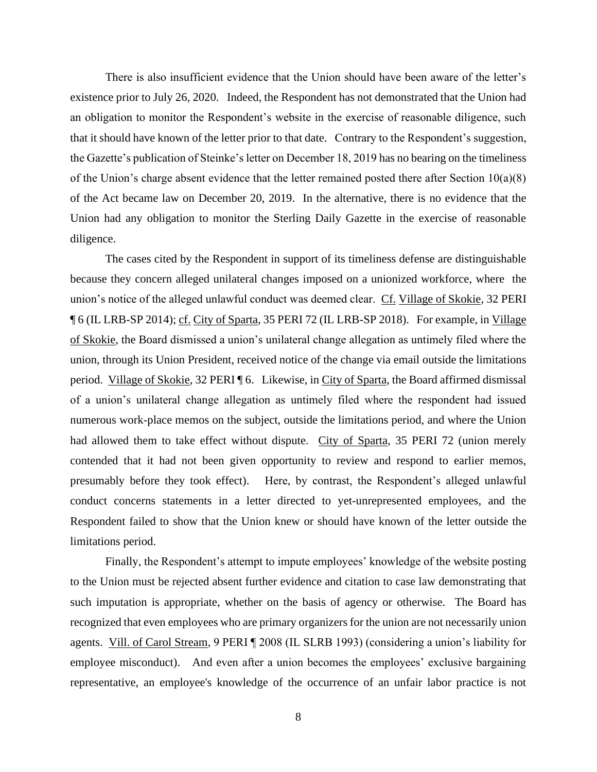There is also insufficient evidence that the Union should have been aware of the letter's existence prior to July 26, 2020. Indeed, the Respondent has not demonstrated that the Union had an obligation to monitor the Respondent's website in the exercise of reasonable diligence, such that it should have known of the letter prior to that date. Contrary to the Respondent's suggestion, the Gazette's publication of Steinke's letter on December 18, 2019 has no bearing on the timeliness of the Union's charge absent evidence that the letter remained posted there after Section 10(a)(8) of the Act became law on December 20, 2019. In the alternative, there is no evidence that the Union had any obligation to monitor the Sterling Daily Gazette in the exercise of reasonable diligence.

The cases cited by the Respondent in support of its timeliness defense are distinguishable because they concern alleged unilateral changes imposed on a unionized workforce, where the union's notice of the alleged unlawful conduct was deemed clear. Cf. Village of Skokie, 32 PERI ¶ 6 (IL LRB-SP 2014); cf. City of Sparta, 35 PERI 72 (IL LRB-SP 2018). For example, in Village of Skokie, the Board dismissed a union's unilateral change allegation as untimely filed where the union, through its Union President, received notice of the change via email outside the limitations period. Village of Skokie, 32 PERI ¶ 6. Likewise, in City of Sparta, the Board affirmed dismissal of a union's unilateral change allegation as untimely filed where the respondent had issued numerous work-place memos on the subject, outside the limitations period, and where the Union had allowed them to take effect without dispute. City of Sparta, 35 PERI 72 (union merely contended that it had not been given opportunity to review and respond to earlier memos, presumably before they took effect). Here, by contrast, the Respondent's alleged unlawful conduct concerns statements in a letter directed to yet-unrepresented employees, and the Respondent failed to show that the Union knew or should have known of the letter outside the limitations period.

Finally, the Respondent's attempt to impute employees' knowledge of the website posting to the Union must be rejected absent further evidence and citation to case law demonstrating that such imputation is appropriate, whether on the basis of agency or otherwise. The Board has recognized that even employees who are primary organizers for the union are not necessarily union agents. Vill. of Carol Stream, 9 PERI ¶ 2008 (IL SLRB 1993) (considering a union's liability for employee misconduct). And even after a union becomes the employees' exclusive bargaining representative, an employee's knowledge of the occurrence of an unfair labor practice is not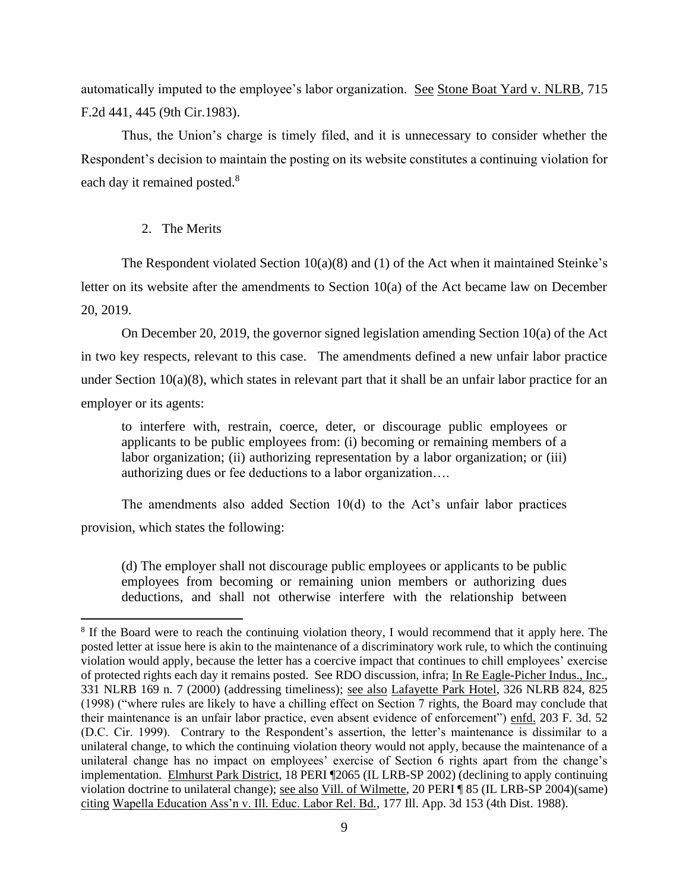automatically imputed to the employee's labor organization. See Stone Boat Yard v. NLRB, 715 F.2d 441, 445 (9th Cir.1983).

Thus, the Union's charge is timely filed, and it is unnecessary to consider whether the Respondent's decision to maintain the posting on its website constitutes a continuing violation for each day it remained posted.[8]

2. The Merits

The Respondent violated Section 10(a)(8) and (1) of the Act when it maintained Steinke's letter on its website after the amendments to Section 10(a) of the Act became law on December 20, 2019.

On December 20, 2019, the governor signed legislation amending Section 10(a) of the Act in two key respects, relevant to this case. The amendments defined a new unfair labor practice under Section 10(a)(8), which states in relevant part that it shall be an unfair labor practice for an employer or its agents:

> to interfere with, restrain, coerce, deter, or discourage public employees or applicants to be public employees from: (i) becoming or remaining members of a labor organization; (ii) authorizing representation by a labor organization; or (iii) authorizing dues or fee deductions to a labor organization….

The amendments also added Section 10(d) to the Act's unfair labor practices provision, which states the following:

> (d) The employer shall not discourage public employees or applicants to be public employees from becoming or remaining union members or authorizing dues deductions, and shall not otherwise interfere with the relationship between

[8] If the Board were to reach the continuing violation theory, I would recommend that it apply here. The posted letter at issue here is akin to the maintenance of a discriminatory work rule, to which the continuing violation would apply, because the letter has a coercive impact that continues to chill employees' exercise of protected rights each day it remains posted. See RDO discussion, infra; In Re Eagle-Picher Indus., Inc., 331 NLRB 169 n. 7 (2000) (addressing timeliness); see also Lafayette Park Hotel, 326 NLRB 824, 825 (1998) ("where rules are likely to have a chilling effect on Section 7 rights, the Board may conclude that their maintenance is an unfair labor practice, even absent evidence of enforcement") enfd. 203 F. 3d. 52 (D.C. Cir. 1999). Contrary to the Respondent's assertion, the letter's maintenance is dissimilar to a unilateral change, to which the continuing violation theory would not apply, because the maintenance of a unilateral change has no impact on employees' exercise of Section 6 rights apart from the change's implementation. Elmhurst Park District, 18 PERI ¶2065 (IL LRB-SP 2002) (declining to apply continuing violation doctrine to unilateral change); see also Vill. of Wilmette, 20 PERI ¶ 85 (IL LRB-SP 2004)(same) citing Wapella Education Ass'n v. Ill. Educ. Labor Rel. Bd., 177 Ill. App. 3d 153 (4th Dist. 1988).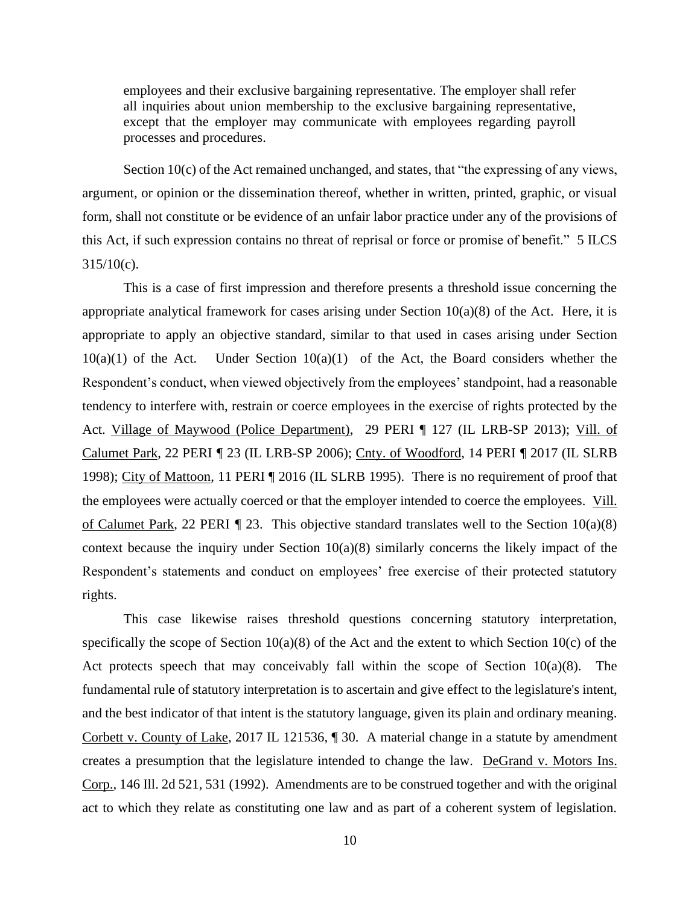> employees and their exclusive bargaining representative. The employer shall refer all inquiries about union membership to the exclusive bargaining representative, except that the employer may communicate with employees regarding payroll processes and procedures.

Section 10(c) of the Act remained unchanged, and states, that "the expressing of any views, argument, or opinion or the dissemination thereof, whether in written, printed, graphic, or visual form, shall not constitute or be evidence of an unfair labor practice under any of the provisions of this Act, if such expression contains no threat of reprisal or force or promise of benefit." 5 ILCS 315/10(c).

This is a case of first impression and therefore presents a threshold issue concerning the appropriate analytical framework for cases arising under Section 10(a)(8) of the Act. Here, it is appropriate to apply an objective standard, similar to that used in cases arising under Section 10(a)(1) of the Act. Under Section 10(a)(1) of the Act, the Board considers whether the Respondent's conduct, when viewed objectively from the employees' standpoint, had a reasonable tendency to interfere with, restrain or coerce employees in the exercise of rights protected by the Act. Village of Maywood (Police Department), 29 PERI ¶ 127 (IL LRB-SP 2013); Vill. of Calumet Park, 22 PERI ¶ 23 (IL LRB-SP 2006); Cnty. of Woodford, 14 PERI ¶ 2017 (IL SLRB 1998); City of Mattoon, 11 PERI ¶ 2016 (IL SLRB 1995). There is no requirement of proof that the employees were actually coerced or that the employer intended to coerce the employees. Vill. of Calumet Park, 22 PERI ¶ 23. This objective standard translates well to the Section 10(a)(8) context because the inquiry under Section 10(a)(8) similarly concerns the likely impact of the Respondent's statements and conduct on employees' free exercise of their protected statutory rights.

This case likewise raises threshold questions concerning statutory interpretation, specifically the scope of Section 10(a)(8) of the Act and the extent to which Section 10(c) of the Act protects speech that may conceivably fall within the scope of Section 10(a)(8). The fundamental rule of statutory interpretation is to ascertain and give effect to the legislature's intent, and the best indicator of that intent is the statutory language, given its plain and ordinary meaning. Corbett v. County of Lake, 2017 IL 121536, ¶ 30. A material change in a statute by amendment creates a presumption that the legislature intended to change the law. DeGrand v. Motors Ins. Corp., 146 Ill. 2d 521, 531 (1992). Amendments are to be construed together and with the original act to which they relate as constituting one law and as part of a coherent system of legislation.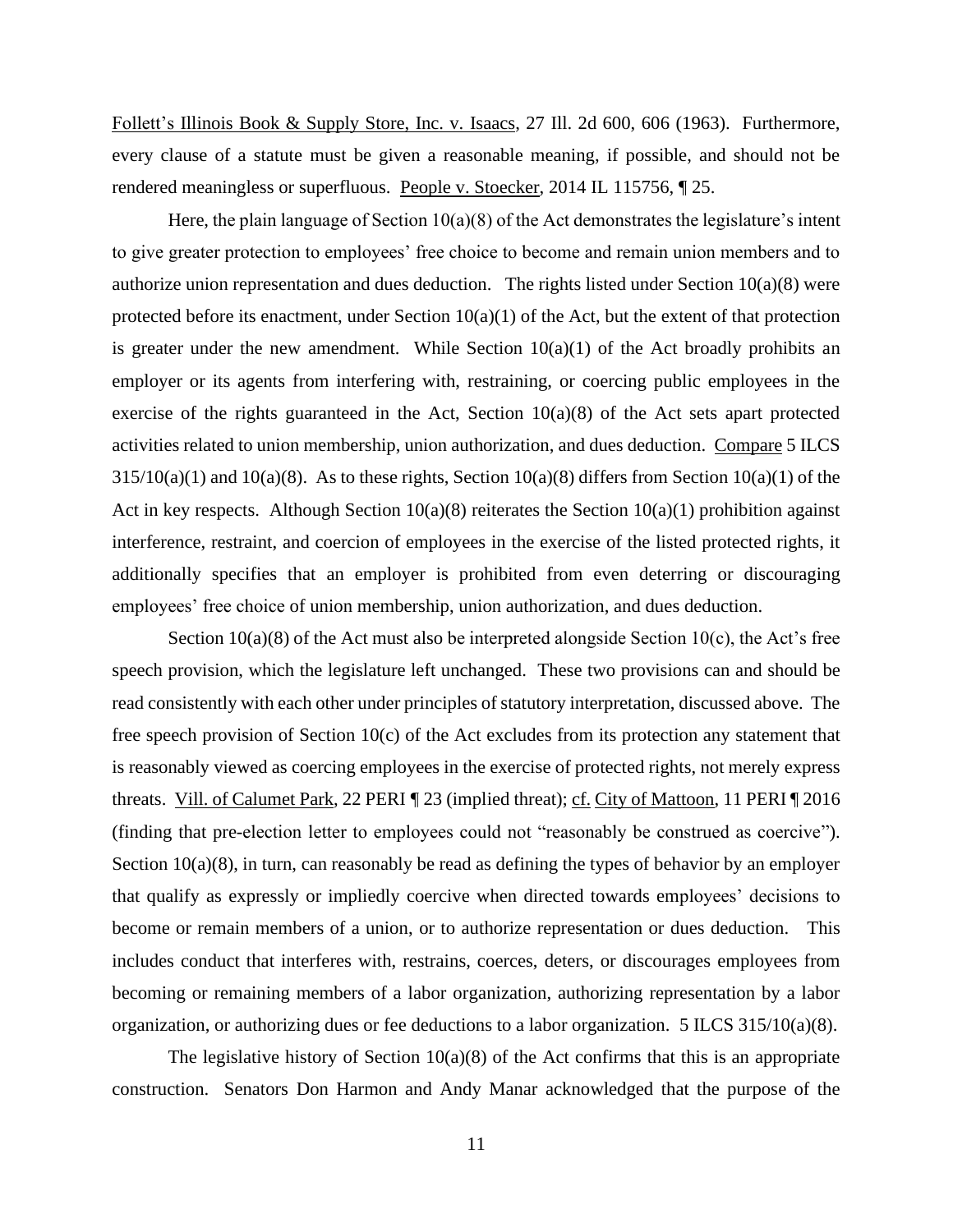Follett's Illinois Book & Supply Store, Inc. v. Isaacs, 27 Ill. 2d 600, 606 (1963). Furthermore, every clause of a statute must be given a reasonable meaning, if possible, and should not be rendered meaningless or superfluous. People v. Stoecker, 2014 IL 115756, ¶ 25.

Here, the plain language of Section 10(a)(8) of the Act demonstrates the legislature's intent to give greater protection to employees' free choice to become and remain union members and to authorize union representation and dues deduction. The rights listed under Section 10(a)(8) were protected before its enactment, under Section 10(a)(1) of the Act, but the extent of that protection is greater under the new amendment. While Section 10(a)(1) of the Act broadly prohibits an employer or its agents from interfering with, restraining, or coercing public employees in the exercise of the rights guaranteed in the Act, Section 10(a)(8) of the Act sets apart protected activities related to union membership, union authorization, and dues deduction. Compare 5 ILCS 315/10(a)(1) and 10(a)(8). As to these rights, Section 10(a)(8) differs from Section 10(a)(1) of the Act in key respects. Although Section 10(a)(8) reiterates the Section 10(a)(1) prohibition against interference, restraint, and coercion of employees in the exercise of the listed protected rights, it additionally specifies that an employer is prohibited from even deterring or discouraging employees' free choice of union membership, union authorization, and dues deduction.

Section 10(a)(8) of the Act must also be interpreted alongside Section 10(c), the Act's free speech provision, which the legislature left unchanged. These two provisions can and should be read consistently with each other under principles of statutory interpretation, discussed above. The free speech provision of Section 10(c) of the Act excludes from its protection any statement that is reasonably viewed as coercing employees in the exercise of protected rights, not merely express threats. Vill. of Calumet Park, 22 PERI ¶ 23 (implied threat); cf. City of Mattoon, 11 PERI ¶ 2016 (finding that pre-election letter to employees could not "reasonably be construed as coercive"). Section 10(a)(8), in turn, can reasonably be read as defining the types of behavior by an employer that qualify as expressly or impliedly coercive when directed towards employees' decisions to become or remain members of a union, or to authorize representation or dues deduction. This includes conduct that interferes with, restrains, coerces, deters, or discourages employees from becoming or remaining members of a labor organization, authorizing representation by a labor organization, or authorizing dues or fee deductions to a labor organization. 5 ILCS 315/10(a)(8).

The legislative history of Section 10(a)(8) of the Act confirms that this is an appropriate construction. Senators Don Harmon and Andy Manar acknowledged that the purpose of the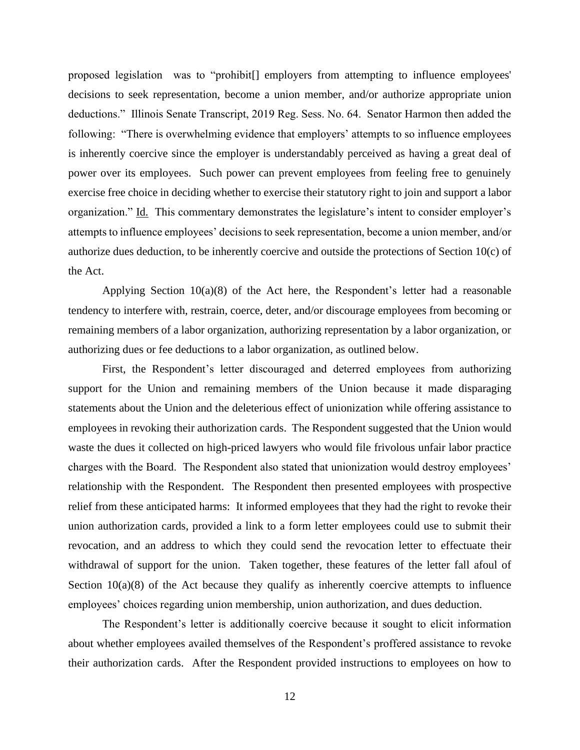proposed legislation was to "prohibit[] employers from attempting to influence employees' decisions to seek representation, become a union member, and/or authorize appropriate union deductions." Illinois Senate Transcript, 2019 Reg. Sess. No. 64. Senator Harmon then added the following: "There is overwhelming evidence that employers' attempts to so influence employees is inherently coercive since the employer is understandably perceived as having a great deal of power over its employees. Such power can prevent employees from feeling free to genuinely exercise free choice in deciding whether to exercise their statutory right to join and support a labor organization." Id. This commentary demonstrates the legislature's intent to consider employer's attempts to influence employees' decisions to seek representation, become a union member, and/or authorize dues deduction, to be inherently coercive and outside the protections of Section 10(c) of the Act.

Applying Section 10(a)(8) of the Act here, the Respondent's letter had a reasonable tendency to interfere with, restrain, coerce, deter, and/or discourage employees from becoming or remaining members of a labor organization, authorizing representation by a labor organization, or authorizing dues or fee deductions to a labor organization, as outlined below.

First, the Respondent's letter discouraged and deterred employees from authorizing support for the Union and remaining members of the Union because it made disparaging statements about the Union and the deleterious effect of unionization while offering assistance to employees in revoking their authorization cards. The Respondent suggested that the Union would waste the dues it collected on high-priced lawyers who would file frivolous unfair labor practice charges with the Board. The Respondent also stated that unionization would destroy employees' relationship with the Respondent. The Respondent then presented employees with prospective relief from these anticipated harms: It informed employees that they had the right to revoke their union authorization cards, provided a link to a form letter employees could use to submit their revocation, and an address to which they could send the revocation letter to effectuate their withdrawal of support for the union. Taken together, these features of the letter fall afoul of Section 10(a)(8) of the Act because they qualify as inherently coercive attempts to influence employees' choices regarding union membership, union authorization, and dues deduction.

The Respondent's letter is additionally coercive because it sought to elicit information about whether employees availed themselves of the Respondent's proffered assistance to revoke their authorization cards. After the Respondent provided instructions to employees on how to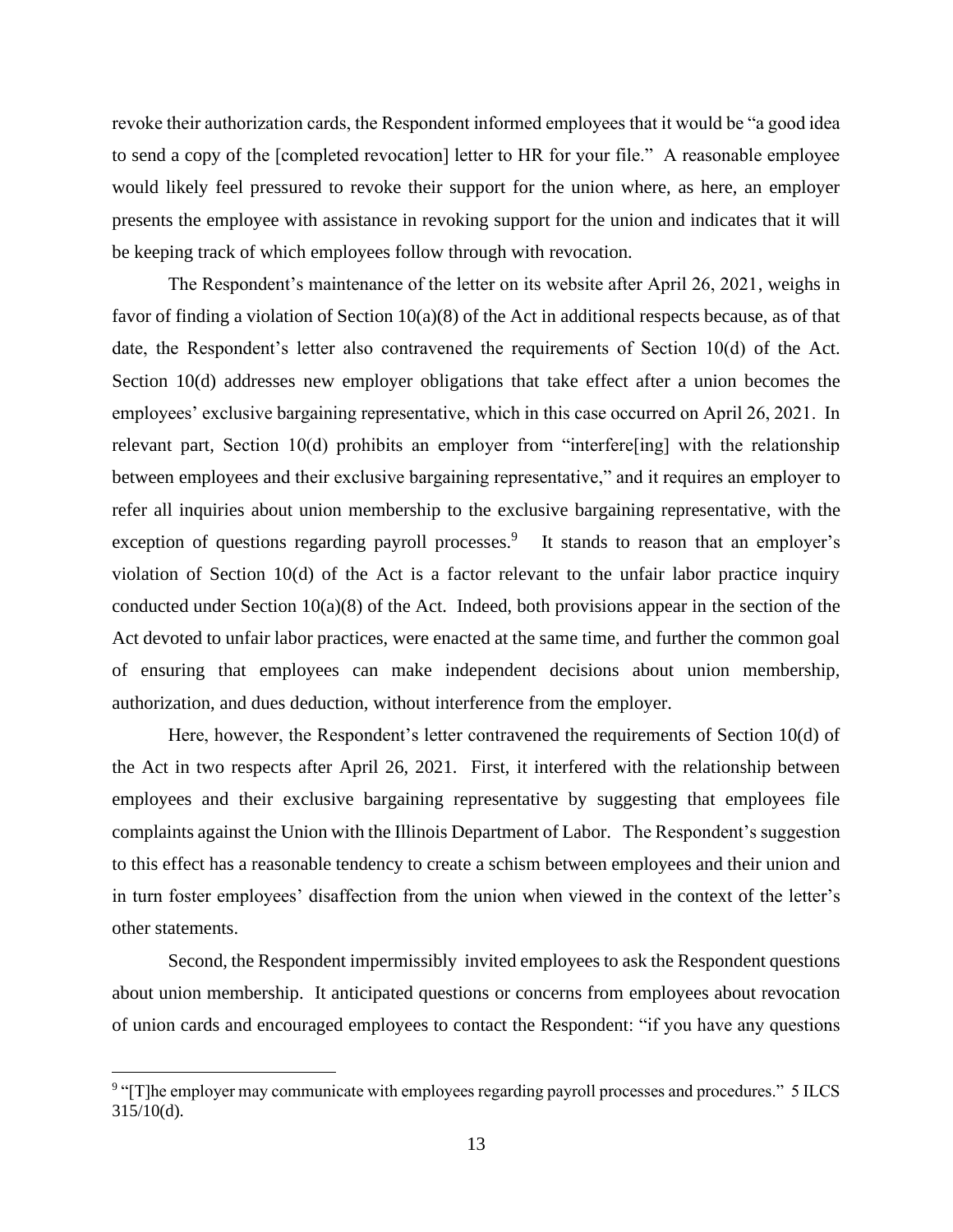revoke their authorization cards, the Respondent informed employees that it would be "a good idea to send a copy of the [completed revocation] letter to HR for your file." A reasonable employee would likely feel pressured to revoke their support for the union where, as here, an employer presents the employee with assistance in revoking support for the union and indicates that it will be keeping track of which employees follow through with revocation.

The Respondent's maintenance of the letter on its website after April 26, 2021, weighs in favor of finding a violation of Section 10(a)(8) of the Act in additional respects because, as of that date, the Respondent's letter also contravened the requirements of Section 10(d) of the Act. Section 10(d) addresses new employer obligations that take effect after a union becomes the employees' exclusive bargaining representative, which in this case occurred on April 26, 2021. In relevant part, Section 10(d) prohibits an employer from "interfere[ing] with the relationship between employees and their exclusive bargaining representative," and it requires an employer to refer all inquiries about union membership to the exclusive bargaining representative, with the exception of questions regarding payroll processes.[9] It stands to reason that an employer's violation of Section 10(d) of the Act is a factor relevant to the unfair labor practice inquiry conducted under Section 10(a)(8) of the Act. Indeed, both provisions appear in the section of the Act devoted to unfair labor practices, were enacted at the same time, and further the common goal of ensuring that employees can make independent decisions about union membership, authorization, and dues deduction, without interference from the employer.

Here, however, the Respondent's letter contravened the requirements of Section 10(d) of the Act in two respects after April 26, 2021. First, it interfered with the relationship between employees and their exclusive bargaining representative by suggesting that employees file complaints against the Union with the Illinois Department of Labor. The Respondent's suggestion to this effect has a reasonable tendency to create a schism between employees and their union and in turn foster employees' disaffection from the union when viewed in the context of the letter's other statements.

Second, the Respondent impermissibly invited employees to ask the Respondent questions about union membership. It anticipated questions or concerns from employees about revocation of union cards and encouraged employees to contact the Respondent: "if you have any questions

---

[9] "[T]he employer may communicate with employees regarding payroll processes and procedures." 5 ILCS 315/10(d).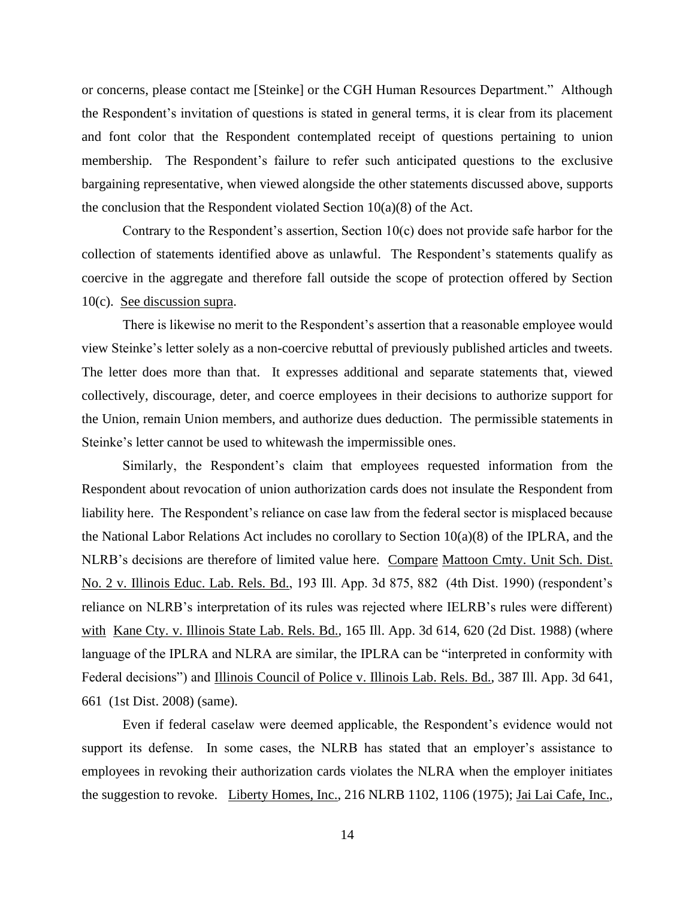or concerns, please contact me [Steinke] or the CGH Human Resources Department." Although the Respondent's invitation of questions is stated in general terms, it is clear from its placement and font color that the Respondent contemplated receipt of questions pertaining to union membership. The Respondent's failure to refer such anticipated questions to the exclusive bargaining representative, when viewed alongside the other statements discussed above, supports the conclusion that the Respondent violated Section 10(a)(8) of the Act.

Contrary to the Respondent's assertion, Section 10(c) does not provide safe harbor for the collection of statements identified above as unlawful. The Respondent's statements qualify as coercive in the aggregate and therefore fall outside the scope of protection offered by Section 10(c). See discussion supra.

There is likewise no merit to the Respondent's assertion that a reasonable employee would view Steinke's letter solely as a non-coercive rebuttal of previously published articles and tweets. The letter does more than that. It expresses additional and separate statements that, viewed collectively, discourage, deter, and coerce employees in their decisions to authorize support for the Union, remain Union members, and authorize dues deduction. The permissible statements in Steinke's letter cannot be used to whitewash the impermissible ones.

Similarly, the Respondent's claim that employees requested information from the Respondent about revocation of union authorization cards does not insulate the Respondent from liability here. The Respondent's reliance on case law from the federal sector is misplaced because the National Labor Relations Act includes no corollary to Section 10(a)(8) of the IPLRA, and the NLRB's decisions are therefore of limited value here. Compare Mattoon Cmty. Unit Sch. Dist. No. 2 v. Illinois Educ. Lab. Rels. Bd., 193 Ill. App. 3d 875, 882 (4th Dist. 1990) (respondent's reliance on NLRB's interpretation of its rules was rejected where IELRB's rules were different) with Kane Cty. v. Illinois State Lab. Rels. Bd., 165 Ill. App. 3d 614, 620 (2d Dist. 1988) (where language of the IPLRA and NLRA are similar, the IPLRA can be "interpreted in conformity with Federal decisions") and Illinois Council of Police v. Illinois Lab. Rels. Bd., 387 Ill. App. 3d 641, 661 (1st Dist. 2008) (same).

Even if federal caselaw were deemed applicable, the Respondent's evidence would not support its defense. In some cases, the NLRB has stated that an employer's assistance to employees in revoking their authorization cards violates the NLRA when the employer initiates the suggestion to revoke. Liberty Homes, Inc., 216 NLRB 1102, 1106 (1975); Jai Lai Cafe, Inc.,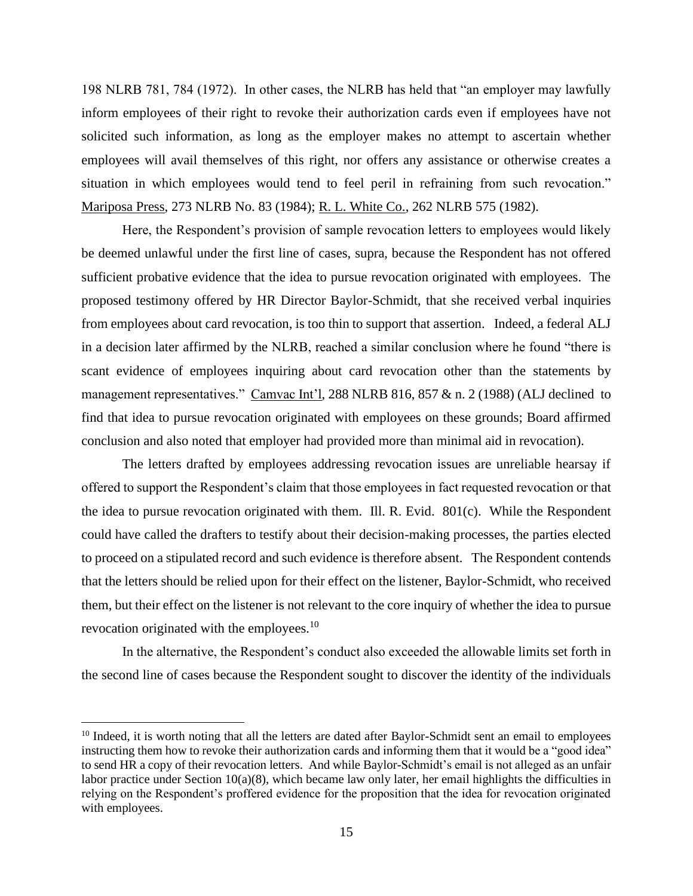198 NLRB 781, 784 (1972). In other cases, the NLRB has held that "an employer may lawfully inform employees of their right to revoke their authorization cards even if employees have not solicited such information, as long as the employer makes no attempt to ascertain whether employees will avail themselves of this right, nor offers any assistance or otherwise creates a situation in which employees would tend to feel peril in refraining from such revocation." Mariposa Press, 273 NLRB No. 83 (1984); R. L. White Co., 262 NLRB 575 (1982).

Here, the Respondent's provision of sample revocation letters to employees would likely be deemed unlawful under the first line of cases, supra, because the Respondent has not offered sufficient probative evidence that the idea to pursue revocation originated with employees. The proposed testimony offered by HR Director Baylor-Schmidt, that she received verbal inquiries from employees about card revocation, is too thin to support that assertion. Indeed, a federal ALJ in a decision later affirmed by the NLRB, reached a similar conclusion where he found "there is scant evidence of employees inquiring about card revocation other than the statements by management representatives." Camvac Int'l, 288 NLRB 816, 857 & n. 2 (1988) (ALJ declined to find that idea to pursue revocation originated with employees on these grounds; Board affirmed conclusion and also noted that employer had provided more than minimal aid in revocation).

The letters drafted by employees addressing revocation issues are unreliable hearsay if offered to support the Respondent's claim that those employees in fact requested revocation or that the idea to pursue revocation originated with them. Ill. R. Evid. 801(c). While the Respondent could have called the drafters to testify about their decision-making processes, the parties elected to proceed on a stipulated record and such evidence is therefore absent. The Respondent contends that the letters should be relied upon for their effect on the listener, Baylor-Schmidt, who received them, but their effect on the listener is not relevant to the core inquiry of whether the idea to pursue revocation originated with the employees.[10]

In the alternative, the Respondent's conduct also exceeded the allowable limits set forth in the second line of cases because the Respondent sought to discover the identity of the individuals

---

[10] Indeed, it is worth noting that all the letters are dated after Baylor-Schmidt sent an email to employees instructing them how to revoke their authorization cards and informing them that it would be a "good idea" to send HR a copy of their revocation letters. And while Baylor-Schmidt's email is not alleged as an unfair labor practice under Section 10(a)(8), which became law only later, her email highlights the difficulties in relying on the Respondent's proffered evidence for the proposition that the idea for revocation originated with employees.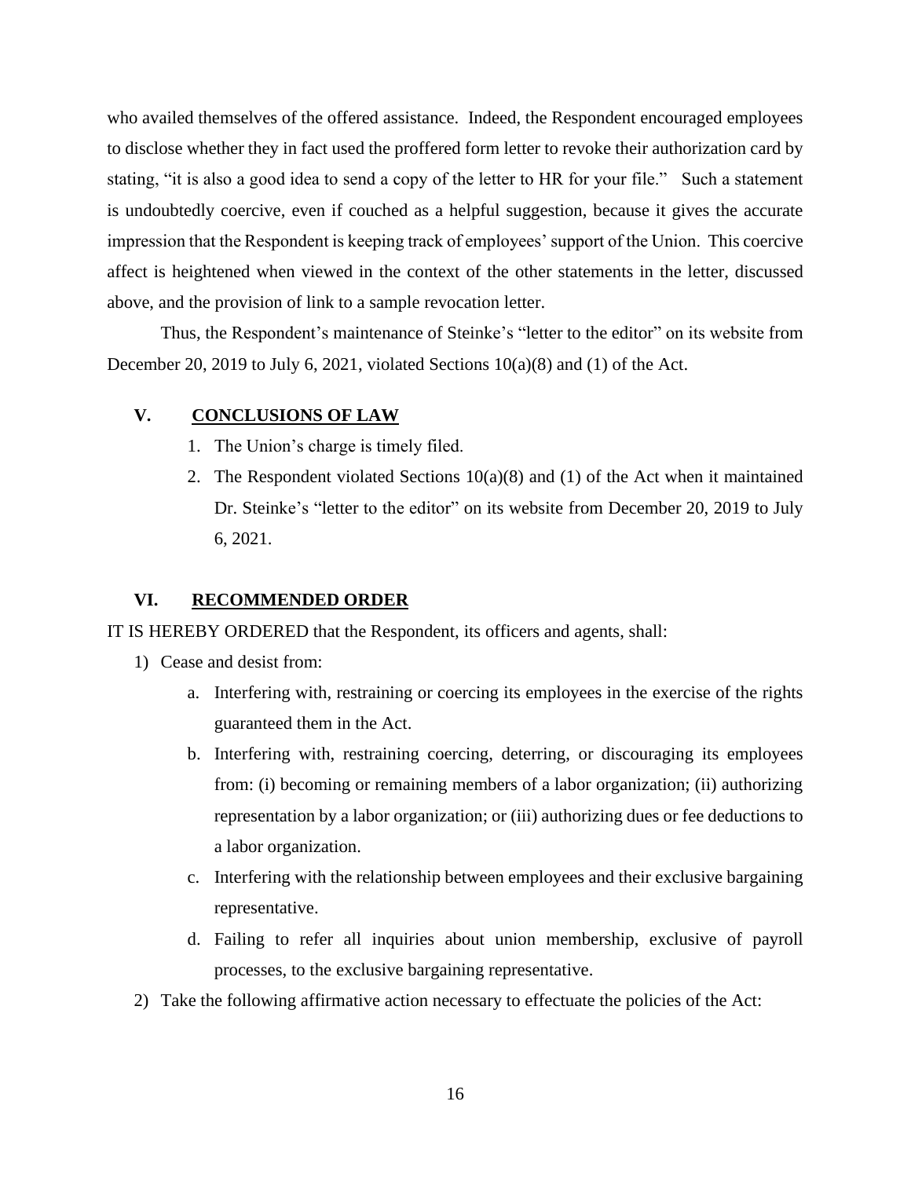who availed themselves of the offered assistance. Indeed, the Respondent encouraged employees to disclose whether they in fact used the proffered form letter to revoke their authorization card by stating, "it is also a good idea to send a copy of the letter to HR for your file." Such a statement is undoubtedly coercive, even if couched as a helpful suggestion, because it gives the accurate impression that the Respondent is keeping track of employees' support of the Union. This coercive affect is heightened when viewed in the context of the other statements in the letter, discussed above, and the provision of link to a sample revocation letter.

Thus, the Respondent's maintenance of Steinke's "letter to the editor" on its website from December 20, 2019 to July 6, 2021, violated Sections 10(a)(8) and (1) of the Act.

## V. CONCLUSIONS OF LAW

1. The Union's charge is timely filed.
2. The Respondent violated Sections 10(a)(8) and (1) of the Act when it maintained Dr. Steinke's "letter to the editor" on its website from December 20, 2019 to July 6, 2021.

## VI. RECOMMENDED ORDER

IT IS HEREBY ORDERED that the Respondent, its officers and agents, shall:

1) Cease and desist from:
    a. Interfering with, restraining or coercing its employees in the exercise of the rights guaranteed them in the Act.
    b. Interfering with, restraining coercing, deterring, or discouraging its employees from: (i) becoming or remaining members of a labor organization; (ii) authorizing representation by a labor organization; or (iii) authorizing dues or fee deductions to a labor organization.
    c. Interfering with the relationship between employees and their exclusive bargaining representative.
    d. Failing to refer all inquiries about union membership, exclusive of payroll processes, to the exclusive bargaining representative.
2) Take the following affirmative action necessary to effectuate the policies of the Act: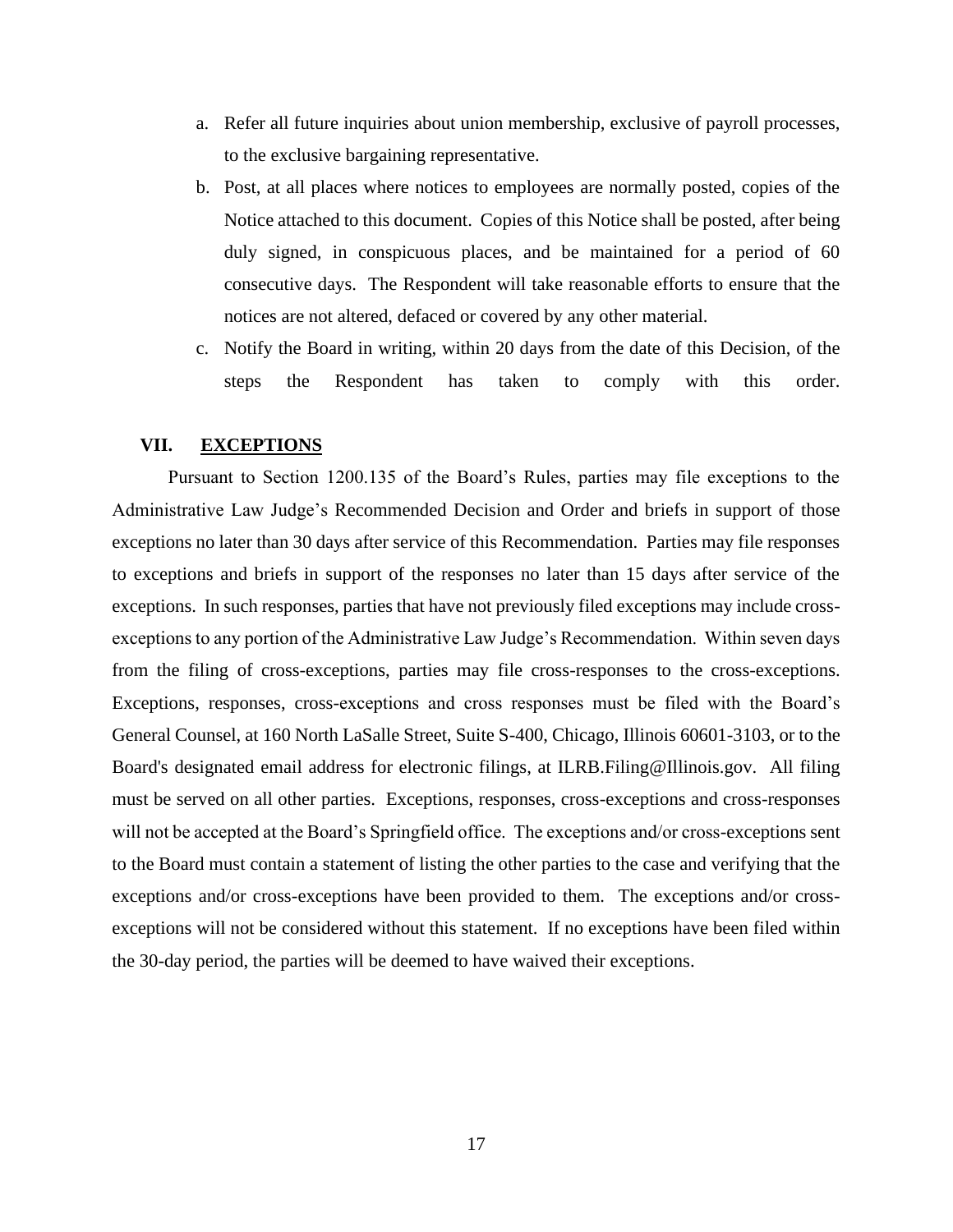a. Refer all future inquiries about union membership, exclusive of payroll processes, to the exclusive bargaining representative.

b. Post, at all places where notices to employees are normally posted, copies of the Notice attached to this document. Copies of this Notice shall be posted, after being duly signed, in conspicuous places, and be maintained for a period of 60 consecutive days. The Respondent will take reasonable efforts to ensure that the notices are not altered, defaced or covered by any other material.

c. Notify the Board in writing, within 20 days from the date of this Decision, of the steps the Respondent has taken to comply with this order.

## VII. EXCEPTIONS

Pursuant to Section 1200.135 of the Board's Rules, parties may file exceptions to the Administrative Law Judge's Recommended Decision and Order and briefs in support of those exceptions no later than 30 days after service of this Recommendation. Parties may file responses to exceptions and briefs in support of the responses no later than 15 days after service of the exceptions. In such responses, parties that have not previously filed exceptions may include cross-exceptions to any portion of the Administrative Law Judge's Recommendation. Within seven days from the filing of cross-exceptions, parties may file cross-responses to the cross-exceptions. Exceptions, responses, cross-exceptions and cross responses must be filed with the Board's General Counsel, at 160 North LaSalle Street, Suite S-400, Chicago, Illinois 60601-3103, or to the Board's designated email address for electronic filings, at ILRB.Filing@Illinois.gov. All filing must be served on all other parties. Exceptions, responses, cross-exceptions and cross-responses will not be accepted at the Board's Springfield office. The exceptions and/or cross-exceptions sent to the Board must contain a statement of listing the other parties to the case and verifying that the exceptions and/or cross-exceptions have been provided to them. The exceptions and/or cross-exceptions will not be considered without this statement. If no exceptions have been filed within the 30-day period, the parties will be deemed to have waived their exceptions.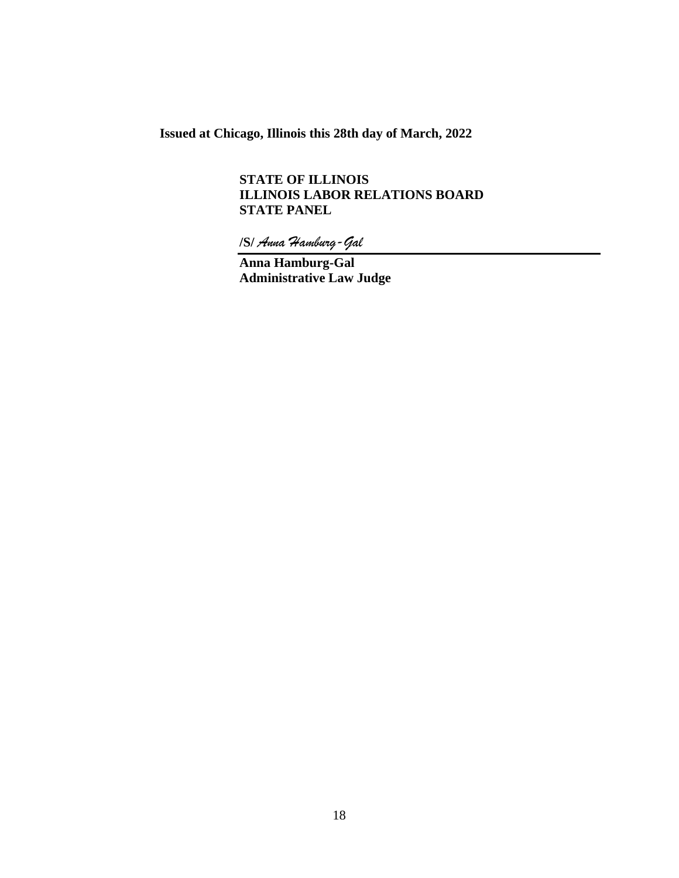**Issued at Chicago, Illinois this 28th day of March, 2022**

**STATE OF ILLINOIS**
**ILLINOIS LABOR RELATIONS BOARD**
**STATE PANEL**

**/S/** *Anna Hamburg-Gal*

**Anna Hamburg-Gal**
**Administrative Law Judge**